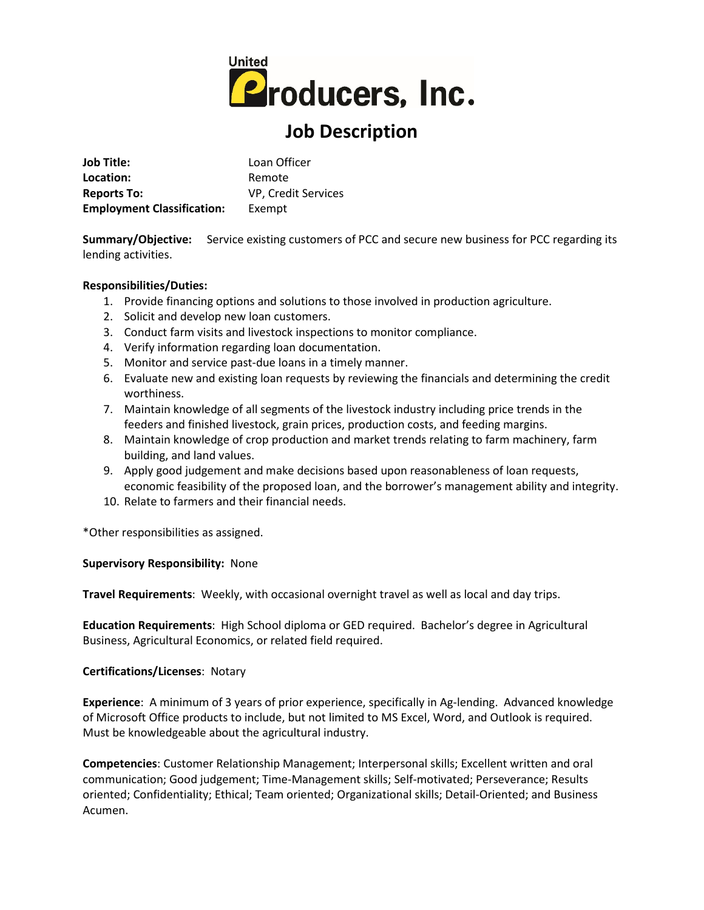United Producers, Inc.

# Job Description

**Job Title:** Loan Officer
**Location:** Remote
**Reports To:** VP, Credit Services
**Employment Classification:** Exempt

**Summary/Objective:** Service existing customers of PCC and secure new business for PCC regarding its lending activities.

**Responsibilities/Duties:**

1. Provide financing options and solutions to those involved in production agriculture.
2. Solicit and develop new loan customers.
3. Conduct farm visits and livestock inspections to monitor compliance.
4. Verify information regarding loan documentation.
5. Monitor and service past-due loans in a timely manner.
6. Evaluate new and existing loan requests by reviewing the financials and determining the credit worthiness.
7. Maintain knowledge of all segments of the livestock industry including price trends in the feeders and finished livestock, grain prices, production costs, and feeding margins.
8. Maintain knowledge of crop production and market trends relating to farm machinery, farm building, and land values.
9. Apply good judgement and make decisions based upon reasonableness of loan requests, economic feasibility of the proposed loan, and the borrower's management ability and integrity.
10. Relate to farmers and their financial needs.

*Other responsibilities as assigned.

**Supervisory Responsibility:** None

**Travel Requirements**: Weekly, with occasional overnight travel as well as local and day trips.

**Education Requirements**: High School diploma or GED required. Bachelor's degree in Agricultural Business, Agricultural Economics, or related field required.

**Certifications/Licenses**: Notary

**Experience**: A minimum of 3 years of prior experience, specifically in Ag-lending. Advanced knowledge of Microsoft Office products to include, but not limited to MS Excel, Word, and Outlook is required. Must be knowledgeable about the agricultural industry.

**Competencies**: Customer Relationship Management; Interpersonal skills; Excellent written and oral communication; Good judgement; Time-Management skills; Self-motivated; Perseverance; Results oriented; Confidentiality; Ethical; Team oriented; Organizational skills; Detail-Oriented; and Business Acumen.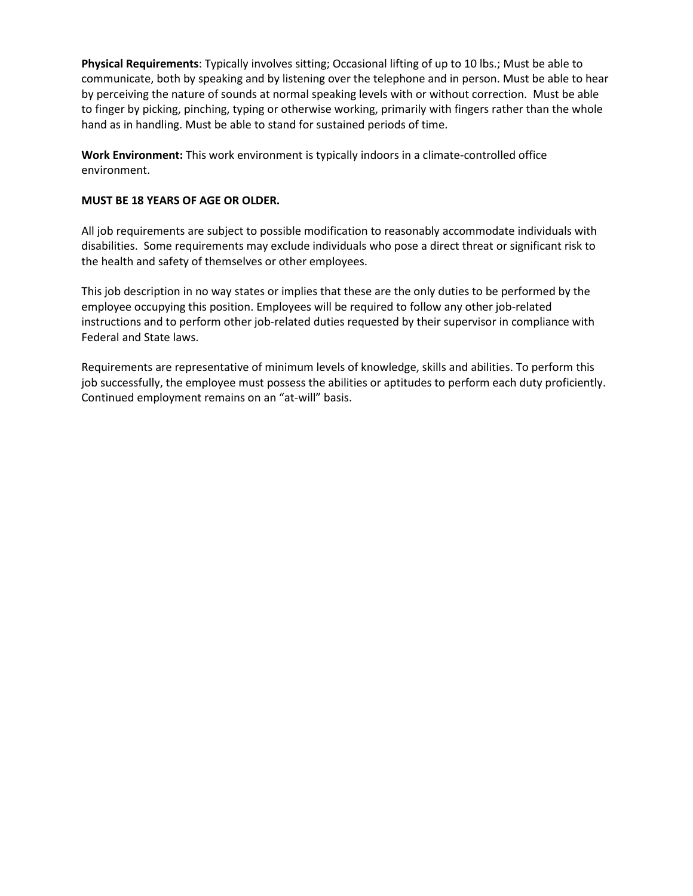**Physical Requirements**: Typically involves sitting; Occasional lifting of up to 10 lbs.; Must be able to communicate, both by speaking and by listening over the telephone and in person. Must be able to hear by perceiving the nature of sounds at normal speaking levels with or without correction. Must be able to finger by picking, pinching, typing or otherwise working, primarily with fingers rather than the whole hand as in handling. Must be able to stand for sustained periods of time.

**Work Environment:** This work environment is typically indoors in a climate-controlled office environment.

**MUST BE 18 YEARS OF AGE OR OLDER.**

All job requirements are subject to possible modification to reasonably accommodate individuals with disabilities. Some requirements may exclude individuals who pose a direct threat or significant risk to the health and safety of themselves or other employees.

This job description in no way states or implies that these are the only duties to be performed by the employee occupying this position. Employees will be required to follow any other job-related instructions and to perform other job-related duties requested by their supervisor in compliance with Federal and State laws.

Requirements are representative of minimum levels of knowledge, skills and abilities. To perform this job successfully, the employee must possess the abilities or aptitudes to perform each duty proficiently. Continued employment remains on an "at-will" basis.